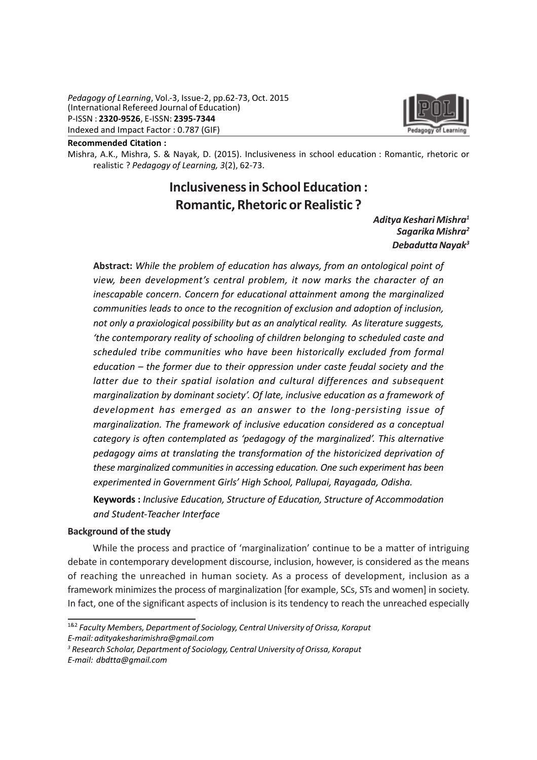*Pedagogy of Learning*, Vol.-3, Issue-2, pp.62-73, Oct. 2015
(International Refereed Journal of Education)
P-ISSN : **2320-9526**, E-ISSN: **2395-7344**
Indexed and Impact Factor : 0.787 (GIF)

**Recommended Citation :**

Mishra, A.K., Mishra, S. & Nayak, D. (2015). Inclusiveness in school education : Romantic, rhetoric or realistic ? *Pedagogy of Learning, 3*(2), 62-73.

# Inclusiveness in School Education : Romantic, Rhetoric or Realistic ?

***Aditya Keshari Mishra[1]***
***Sagarika Mishra[2]***
***Debadutta Nayak[3]***

**Abstract:** *While the problem of education has always, from an ontological point of view, been development's central problem, it now marks the character of an inescapable concern. Concern for educational attainment among the marginalized communities leads to once to the recognition of exclusion and adoption of inclusion, not only a praxiological possibility but as an analytical reality. As literature suggests, 'the contemporary reality of schooling of children belonging to scheduled caste and scheduled tribe communities who have been historically excluded from formal education – the former due to their oppression under caste feudal society and the latter due to their spatial isolation and cultural differences and subsequent marginalization by dominant society'. Of late, inclusive education as a framework of development has emerged as an answer to the long-persisting issue of marginalization. The framework of inclusive education considered as a conceptual category is often contemplated as 'pedagogy of the marginalized'. This alternative pedagogy aims at translating the transformation of the historicized deprivation of these marginalized communities in accessing education. One such experiment has been experimented in Government Girls' High School, Pallupai, Rayagada, Odisha.*

**Keywords :** *Inclusive Education, Structure of Education, Structure of Accommodation and Student-Teacher Interface*

### Background of the study

While the process and practice of 'marginalization' continue to be a matter of intriguing debate in contemporary development discourse, inclusion, however, is considered as the means of reaching the unreached in human society. As a process of development, inclusion as a framework minimizes the process of marginalization [for example, SCs, STs and women] in society. In fact, one of the significant aspects of inclusion is its tendency to reach the unreached especially

---

[1&2] *Faculty Members, Department of Sociology, Central University of Orissa, Koraput*
*E-mail: adityakesharimishra@gmail.com*

[3] *Research Scholar, Department of Sociology, Central University of Orissa, Koraput*
*E-mail: dbdtta@gmail.com*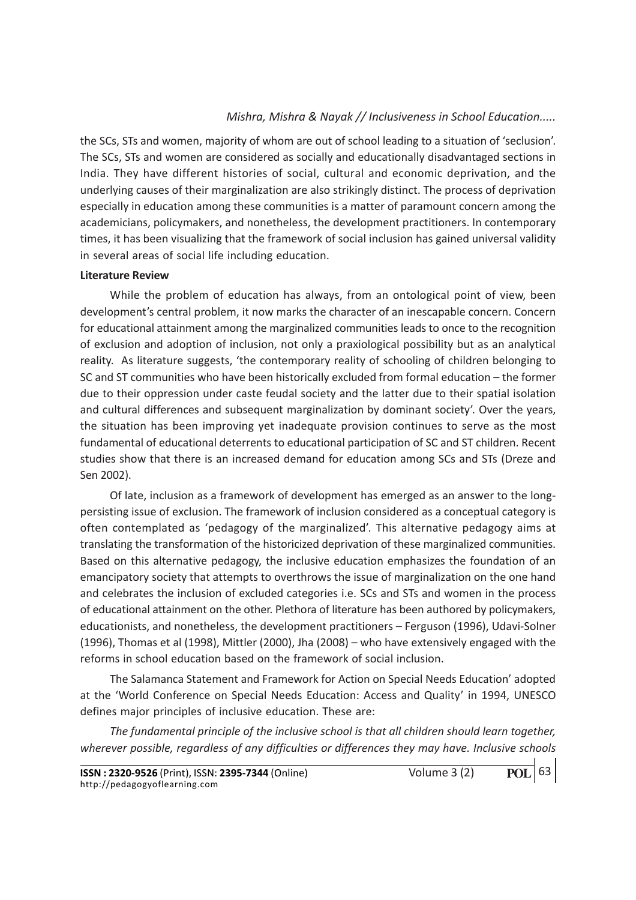the SCs, STs and women, majority of whom are out of school leading to a situation of 'seclusion'. The SCs, STs and women are considered as socially and educationally disadvantaged sections in India. They have different histories of social, cultural and economic deprivation, and the underlying causes of their marginalization are also strikingly distinct. The process of deprivation especially in education among these communities is a matter of paramount concern among the academicians, policymakers, and nonetheless, the development practitioners. In contemporary times, it has been visualizing that the framework of social inclusion has gained universal validity in several areas of social life including education.

**Literature Review**

While the problem of education has always, from an ontological point of view, been development's central problem, it now marks the character of an inescapable concern. Concern for educational attainment among the marginalized communities leads to once to the recognition of exclusion and adoption of inclusion, not only a praxiological possibility but as an analytical reality. As literature suggests, 'the contemporary reality of schooling of children belonging to SC and ST communities who have been historically excluded from formal education – the former due to their oppression under caste feudal society and the latter due to their spatial isolation and cultural differences and subsequent marginalization by dominant society'. Over the years, the situation has been improving yet inadequate provision continues to serve as the most fundamental of educational deterrents to educational participation of SC and ST children. Recent studies show that there is an increased demand for education among SCs and STs (Dreze and Sen 2002).

Of late, inclusion as a framework of development has emerged as an answer to the long-persisting issue of exclusion. The framework of inclusion considered as a conceptual category is often contemplated as 'pedagogy of the marginalized'. This alternative pedagogy aims at translating the transformation of the historicized deprivation of these marginalized communities. Based on this alternative pedagogy, the inclusive education emphasizes the foundation of an emancipatory society that attempts to overthrows the issue of marginalization on the one hand and celebrates the inclusion of excluded categories i.e. SCs and STs and women in the process of educational attainment on the other. Plethora of literature has been authored by policymakers, educationists, and nonetheless, the development practitioners – Ferguson (1996), Udavi-Solner (1996), Thomas et al (1998), Mittler (2000), Jha (2008) – who have extensively engaged with the reforms in school education based on the framework of social inclusion.

The Salamanca Statement and Framework for Action on Special Needs Education' adopted at the 'World Conference on Special Needs Education: Access and Quality' in 1994, UNESCO defines major principles of inclusive education. These are:

*The fundamental principle of the inclusive school is that all children should learn together, wherever possible, regardless of any difficulties or differences they may have. Inclusive schools*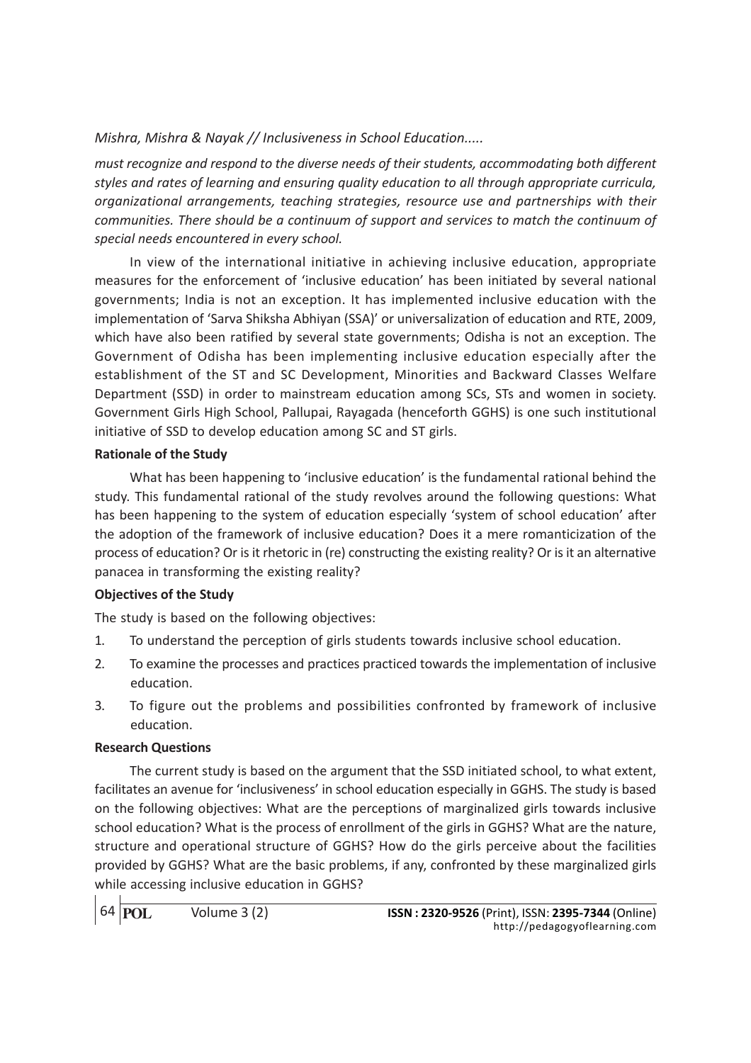*must recognize and respond to the diverse needs of their students, accommodating both different styles and rates of learning and ensuring quality education to all through appropriate curricula, organizational arrangements, teaching strategies, resource use and partnerships with their communities. There should be a continuum of support and services to match the continuum of special needs encountered in every school.*

In view of the international initiative in achieving inclusive education, appropriate measures for the enforcement of 'inclusive education' has been initiated by several national governments; India is not an exception. It has implemented inclusive education with the implementation of 'Sarva Shiksha Abhiyan (SSA)' or universalization of education and RTE, 2009, which have also been ratified by several state governments; Odisha is not an exception. The Government of Odisha has been implementing inclusive education especially after the establishment of the ST and SC Development, Minorities and Backward Classes Welfare Department (SSD) in order to mainstream education among SCs, STs and women in society. Government Girls High School, Pallupai, Rayagada (henceforth GGHS) is one such institutional initiative of SSD to develop education among SC and ST girls.

**Rationale of the Study**

What has been happening to 'inclusive education' is the fundamental rational behind the study. This fundamental rational of the study revolves around the following questions: What has been happening to the system of education especially 'system of school education' after the adoption of the framework of inclusive education? Does it a mere romanticization of the process of education? Or is it rhetoric in (re) constructing the existing reality? Or is it an alternative panacea in transforming the existing reality?

**Objectives of the Study**

The study is based on the following objectives:

1. To understand the perception of girls students towards inclusive school education.
2. To examine the processes and practices practiced towards the implementation of inclusive education.
3. To figure out the problems and possibilities confronted by framework of inclusive education.

**Research Questions**

The current study is based on the argument that the SSD initiated school, to what extent, facilitates an avenue for 'inclusiveness' in school education especially in GGHS. The study is based on the following objectives: What are the perceptions of marginalized girls towards inclusive school education? What is the process of enrollment of the girls in GGHS? What are the nature, structure and operational structure of GGHS? How do the girls perceive about the facilities provided by GGHS? What are the basic problems, if any, confronted by these marginalized girls while accessing inclusive education in GGHS?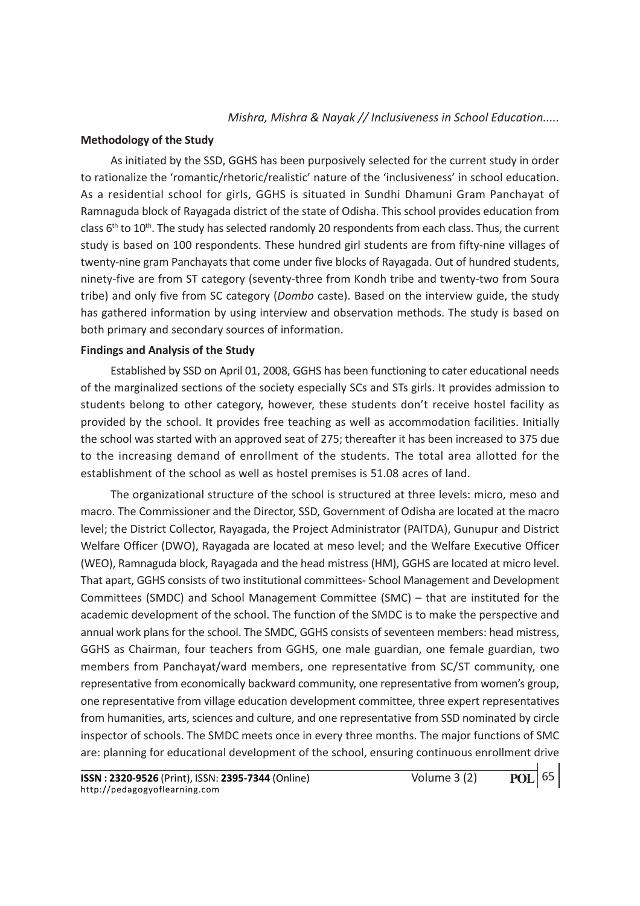**Methodology of the Study**

As initiated by the SSD, GGHS has been purposively selected for the current study in order to rationalize the 'romantic/rhetoric/realistic' nature of the 'inclusiveness' in school education. As a residential school for girls, GGHS is situated in Sundhi Dhamuni Gram Panchayat of Ramnaguda block of Rayagada district of the state of Odisha. This school provides education from class 6th to 10th. The study has selected randomly 20 respondents from each class. Thus, the current study is based on 100 respondents. These hundred girl students are from fifty-nine villages of twenty-nine gram Panchayats that come under five blocks of Rayagada. Out of hundred students, ninety-five are from ST category (seventy-three from Kondh tribe and twenty-two from Soura tribe) and only five from SC category (*Dombo* caste). Based on the interview guide, the study has gathered information by using interview and observation methods. The study is based on both primary and secondary sources of information.

**Findings and Analysis of the Study**

Established by SSD on April 01, 2008, GGHS has been functioning to cater educational needs of the marginalized sections of the society especially SCs and STs girls. It provides admission to students belong to other category, however, these students don't receive hostel facility as provided by the school. It provides free teaching as well as accommodation facilities. Initially the school was started with an approved seat of 275; thereafter it has been increased to 375 due to the increasing demand of enrollment of the students. The total area allotted for the establishment of the school as well as hostel premises is 51.08 acres of land.

The organizational structure of the school is structured at three levels: micro, meso and macro. The Commissioner and the Director, SSD, Government of Odisha are located at the macro level; the District Collector, Rayagada, the Project Administrator (PAITDA), Gunupur and District Welfare Officer (DWO), Rayagada are located at meso level; and the Welfare Executive Officer (WEO), Ramnaguda block, Rayagada and the head mistress (HM), GGHS are located at micro level. That apart, GGHS consists of two institutional committees- School Management and Development Committees (SMDC) and School Management Committee (SMC) – that are instituted for the academic development of the school. The function of the SMDC is to make the perspective and annual work plans for the school. The SMDC, GGHS consists of seventeen members: head mistress, GGHS as Chairman, four teachers from GGHS, one male guardian, one female guardian, two members from Panchayat/ward members, one representative from SC/ST community, one representative from economically backward community, one representative from women's group, one representative from village education development committee, three expert representatives from humanities, arts, sciences and culture, and one representative from SSD nominated by circle inspector of schools. The SMDC meets once in every three months. The major functions of SMC are: planning for educational development of the school, ensuring continuous enrollment drive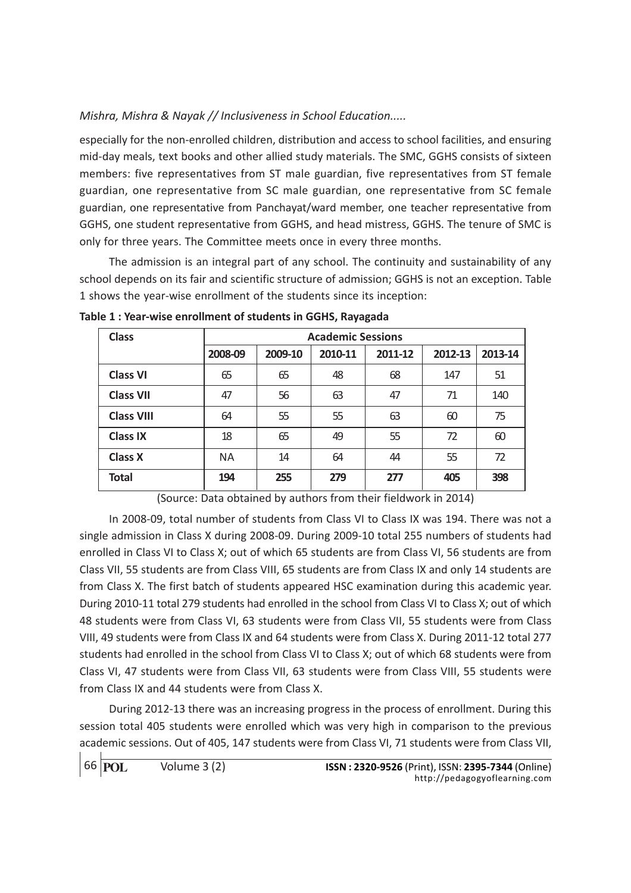especially for the non-enrolled children, distribution and access to school facilities, and ensuring mid-day meals, text books and other allied study materials. The SMC, GGHS consists of sixteen members: five representatives from ST male guardian, five representatives from ST female guardian, one representative from SC male guardian, one representative from SC female guardian, one representative from Panchayat/ward member, one teacher representative from GGHS, one student representative from GGHS, and head mistress, GGHS. The tenure of SMC is only for three years. The Committee meets once in every three months.

The admission is an integral part of any school. The continuity and sustainability of any school depends on its fair and scientific structure of admission; GGHS is not an exception. Table 1 shows the year-wise enrollment of the students since its inception:

**Table 1 : Year-wise enrollment of students in GGHS, Rayagada**

| Class | Academic Sessions | | | | | |
|---|---|---|---|---|---|---|
| | 2008-09 | 2009-10 | 2010-11 | 2011-12 | 2012-13 | 2013-14 |
| **Class VI** | 65 | 65 | 48 | 68 | 147 | 51 |
| **Class VII** | 47 | 56 | 63 | 47 | 71 | 140 |
| **Class VIII** | 64 | 55 | 55 | 63 | 60 | 75 |
| **Class IX** | 18 | 65 | 49 | 55 | 72 | 60 |
| **Class X** | NA | 14 | 64 | 44 | 55 | 72 |
| **Total** | **194** | **255** | **279** | **277** | **405** | **398** |

(Source: Data obtained by authors from their fieldwork in 2014)

In 2008-09, total number of students from Class VI to Class IX was 194. There was not a single admission in Class X during 2008-09. During 2009-10 total 255 numbers of students had enrolled in Class VI to Class X; out of which 65 students are from Class VI, 56 students are from Class VII, 55 students are from Class VIII, 65 students are from Class IX and only 14 students are from Class X. The first batch of students appeared HSC examination during this academic year. During 2010-11 total 279 students had enrolled in the school from Class VI to Class X; out of which 48 students were from Class VI, 63 students were from Class VII, 55 students were from Class VIII, 49 students were from Class IX and 64 students were from Class X. During 2011-12 total 277 students had enrolled in the school from Class VI to Class X; out of which 68 students were from Class VI, 47 students were from Class VII, 63 students were from Class VIII, 55 students were from Class IX and 44 students were from Class X.

During 2012-13 there was an increasing progress in the process of enrollment. During this session total 405 students were enrolled which was very high in comparison to the previous academic sessions. Out of 405, 147 students were from Class VI, 71 students were from Class VII,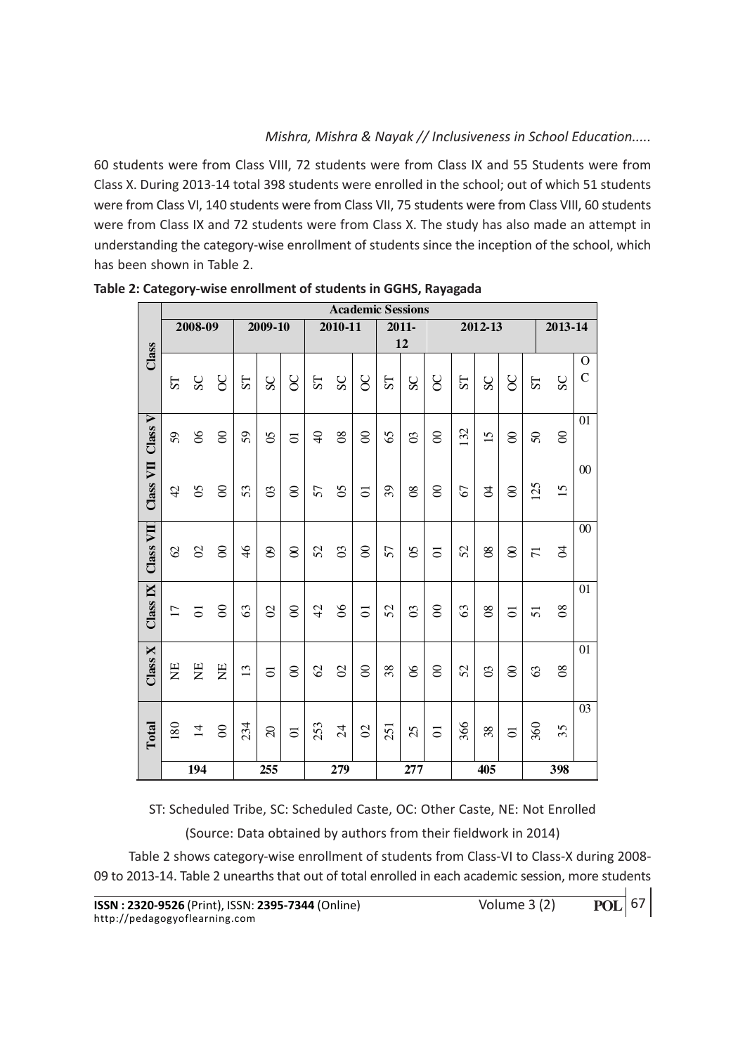60 students were from Class VIII, 72 students were from Class IX and 55 Students were from Class X. During 2013-14 total 398 students were enrolled in the school; out of which 51 students were from Class VI, 140 students were from Class VII, 75 students were from Class VIII, 60 students were from Class IX and 72 students were from Class X. The study has also made an attempt in understanding the category-wise enrollment of students since the inception of the school, which has been shown in Table 2.

**Table 2: Category-wise enrollment of students in GGHS, Rayagada**

| Class | Academic Sessions | | | | | | | | | | | | | | | | | |
|---|---|---|---|---|---|---|---|---|---|---|---|---|---|---|---|---|---|---|
| | 2008-09 | | | 2009-10 | | | 2010-11 | | | 2011-12 | | | 2012-13 | | | 2013-14 | | |
| | ST | SC | OC | ST | SC | OC | ST | SC | OC | ST | SC | OC | ST | SC | OC | ST | SC | OC |
| Class V | 59 | 06 | 00 | 59 | 05 | 01 | 40 | 08 | 00 | 65 | 03 | 00 | 132 | 15 | 00 | 50 | 00 | 01 |
| Class VII | 42 | 05 | 00 | 53 | 03 | 00 | 57 | 05 | 01 | 39 | 08 | 00 | 67 | 04 | 00 | 125 | 15 | 00 |
| Class VII | 62 | 02 | 00 | 46 | 09 | 00 | 52 | 03 | 00 | 57 | 05 | 01 | 52 | 08 | 00 | 71 | 04 | 00 |
| Class IX | 17 | 01 | 00 | 63 | 02 | 00 | 42 | 06 | 01 | 52 | 03 | 00 | 63 | 08 | 01 | 51 | 08 | 01 |
| Class X | NE | NE | NE | 13 | 01 | 00 | 62 | 02 | 00 | 38 | 06 | 00 | 52 | 03 | 00 | 63 | 08 | 01 |
| Total | 180 | 14 | 00 | 234 | 20 | 01 | 253 | 24 | 02 | 251 | 25 | 01 | 366 | 38 | 01 | 360 | 35 | 03 |
| | 194 | | | 255 | | | 279 | | | 277 | | | 405 | | | 398 | | |

ST: Scheduled Tribe, SC: Scheduled Caste, OC: Other Caste, NE: Not Enrolled

(Source: Data obtained by authors from their fieldwork in 2014)

Table 2 shows category-wise enrollment of students from Class-VI to Class-X during 2008-09 to 2013-14. Table 2 unearths that out of total enrolled in each academic session, more students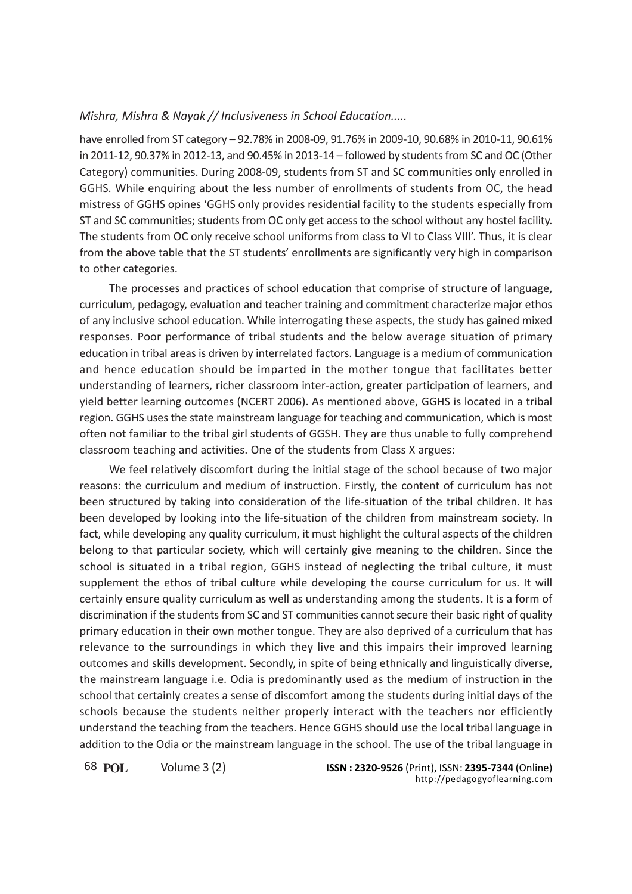have enrolled from ST category – 92.78% in 2008-09, 91.76% in 2009-10, 90.68% in 2010-11, 90.61% in 2011-12, 90.37% in 2012-13, and 90.45% in 2013-14 – followed by students from SC and OC (Other Category) communities. During 2008-09, students from ST and SC communities only enrolled in GGHS. While enquiring about the less number of enrollments of students from OC, the head mistress of GGHS opines 'GGHS only provides residential facility to the students especially from ST and SC communities; students from OC only get access to the school without any hostel facility. The students from OC only receive school uniforms from class to VI to Class VIII'. Thus, it is clear from the above table that the ST students' enrollments are significantly very high in comparison to other categories.

The processes and practices of school education that comprise of structure of language, curriculum, pedagogy, evaluation and teacher training and commitment characterize major ethos of any inclusive school education. While interrogating these aspects, the study has gained mixed responses. Poor performance of tribal students and the below average situation of primary education in tribal areas is driven by interrelated factors. Language is a medium of communication and hence education should be imparted in the mother tongue that facilitates better understanding of learners, richer classroom inter-action, greater participation of learners, and yield better learning outcomes (NCERT 2006). As mentioned above, GGHS is located in a tribal region. GGHS uses the state mainstream language for teaching and communication, which is most often not familiar to the tribal girl students of GGSH. They are thus unable to fully comprehend classroom teaching and activities. One of the students from Class X argues:

We feel relatively discomfort during the initial stage of the school because of two major reasons: the curriculum and medium of instruction. Firstly, the content of curriculum has not been structured by taking into consideration of the life-situation of the tribal children. It has been developed by looking into the life-situation of the children from mainstream society. In fact, while developing any quality curriculum, it must highlight the cultural aspects of the children belong to that particular society, which will certainly give meaning to the children. Since the school is situated in a tribal region, GGHS instead of neglecting the tribal culture, it must supplement the ethos of tribal culture while developing the course curriculum for us. It will certainly ensure quality curriculum as well as understanding among the students. It is a form of discrimination if the students from SC and ST communities cannot secure their basic right of quality primary education in their own mother tongue. They are also deprived of a curriculum that has relevance to the surroundings in which they live and this impairs their improved learning outcomes and skills development. Secondly, in spite of being ethnically and linguistically diverse, the mainstream language i.e. Odia is predominantly used as the medium of instruction in the school that certainly creates a sense of discomfort among the students during initial days of the schools because the students neither properly interact with the teachers nor efficiently understand the teaching from the teachers. Hence GGHS should use the local tribal language in addition to the Odia or the mainstream language in the school. The use of the tribal language in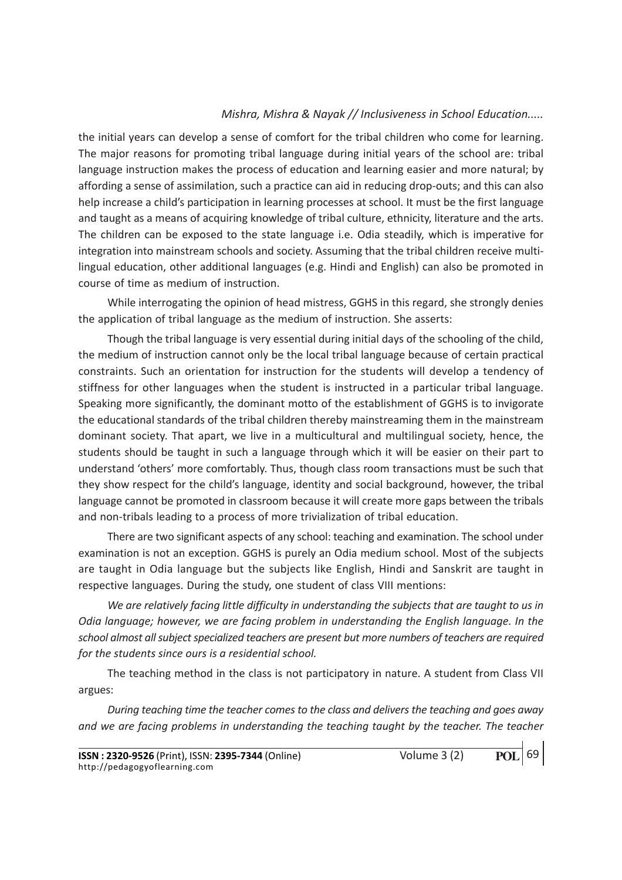the initial years can develop a sense of comfort for the tribal children who come for learning. The major reasons for promoting tribal language during initial years of the school are: tribal language instruction makes the process of education and learning easier and more natural; by affording a sense of assimilation, such a practice can aid in reducing drop-outs; and this can also help increase a child's participation in learning processes at school. It must be the first language and taught as a means of acquiring knowledge of tribal culture, ethnicity, literature and the arts. The children can be exposed to the state language i.e. Odia steadily, which is imperative for integration into mainstream schools and society. Assuming that the tribal children receive multi-lingual education, other additional languages (e.g. Hindi and English) can also be promoted in course of time as medium of instruction.

While interrogating the opinion of head mistress, GGHS in this regard, she strongly denies the application of tribal language as the medium of instruction. She asserts:

Though the tribal language is very essential during initial days of the schooling of the child, the medium of instruction cannot only be the local tribal language because of certain practical constraints. Such an orientation for instruction for the students will develop a tendency of stiffness for other languages when the student is instructed in a particular tribal language. Speaking more significantly, the dominant motto of the establishment of GGHS is to invigorate the educational standards of the tribal children thereby mainstreaming them in the mainstream dominant society. That apart, we live in a multicultural and multilingual society, hence, the students should be taught in such a language through which it will be easier on their part to understand 'others' more comfortably. Thus, though class room transactions must be such that they show respect for the child's language, identity and social background, however, the tribal language cannot be promoted in classroom because it will create more gaps between the tribals and non-tribals leading to a process of more trivialization of tribal education.

There are two significant aspects of any school: teaching and examination. The school under examination is not an exception. GGHS is purely an Odia medium school. Most of the subjects are taught in Odia language but the subjects like English, Hindi and Sanskrit are taught in respective languages. During the study, one student of class VIII mentions:

*We are relatively facing little difficulty in understanding the subjects that are taught to us in Odia language; however, we are facing problem in understanding the English language. In the school almost all subject specialized teachers are present but more numbers of teachers are required for the students since ours is a residential school.*

The teaching method in the class is not participatory in nature. A student from Class VII argues:

*During teaching time the teacher comes to the class and delivers the teaching and goes away and we are facing problems in understanding the teaching taught by the teacher. The teacher*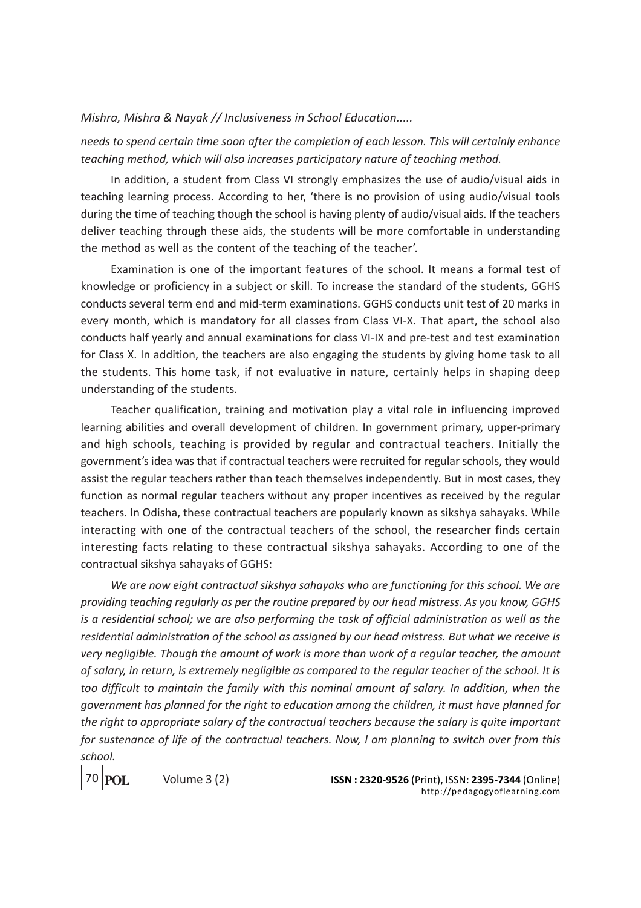*needs to spend certain time soon after the completion of each lesson. This will certainly enhance teaching method, which will also increases participatory nature of teaching method.*

In addition, a student from Class VI strongly emphasizes the use of audio/visual aids in teaching learning process. According to her, 'there is no provision of using audio/visual tools during the time of teaching though the school is having plenty of audio/visual aids. If the teachers deliver teaching through these aids, the students will be more comfortable in understanding the method as well as the content of the teaching of the teacher'.

Examination is one of the important features of the school. It means a formal test of knowledge or proficiency in a subject or skill. To increase the standard of the students, GGHS conducts several term end and mid-term examinations. GGHS conducts unit test of 20 marks in every month, which is mandatory for all classes from Class VI-X. That apart, the school also conducts half yearly and annual examinations for class VI-IX and pre-test and test examination for Class X. In addition, the teachers are also engaging the students by giving home task to all the students. This home task, if not evaluative in nature, certainly helps in shaping deep understanding of the students.

Teacher qualification, training and motivation play a vital role in influencing improved learning abilities and overall development of children. In government primary, upper-primary and high schools, teaching is provided by regular and contractual teachers. Initially the government's idea was that if contractual teachers were recruited for regular schools, they would assist the regular teachers rather than teach themselves independently. But in most cases, they function as normal regular teachers without any proper incentives as received by the regular teachers. In Odisha, these contractual teachers are popularly known as sikshya sahayaks. While interacting with one of the contractual teachers of the school, the researcher finds certain interesting facts relating to these contractual sikshya sahayaks. According to one of the contractual sikshya sahayaks of GGHS:

*We are now eight contractual sikshya sahayaks who are functioning for this school. We are providing teaching regularly as per the routine prepared by our head mistress. As you know, GGHS is a residential school; we are also performing the task of official administration as well as the residential administration of the school as assigned by our head mistress. But what we receive is very negligible. Though the amount of work is more than work of a regular teacher, the amount of salary, in return, is extremely negligible as compared to the regular teacher of the school. It is too difficult to maintain the family with this nominal amount of salary. In addition, when the government has planned for the right to education among the children, it must have planned for the right to appropriate salary of the contractual teachers because the salary is quite important for sustenance of life of the contractual teachers. Now, I am planning to switch over from this school.*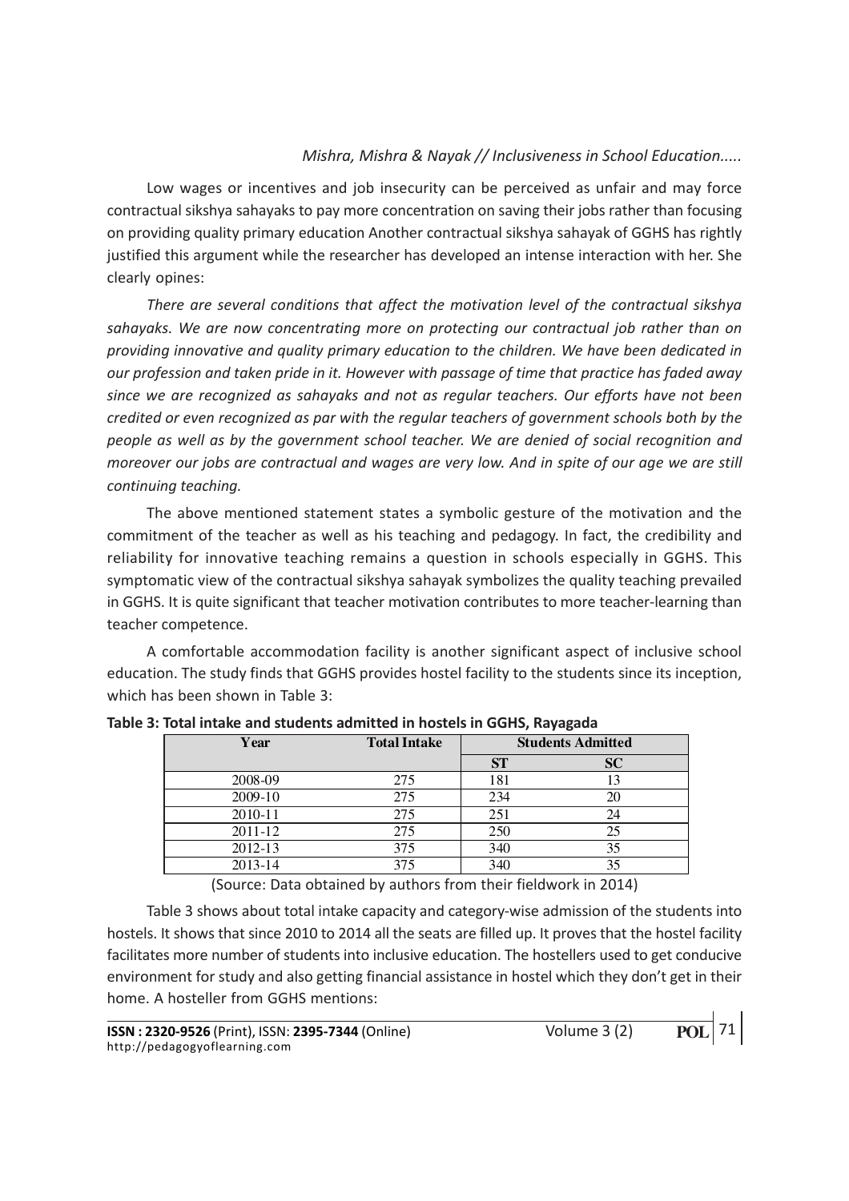Low wages or incentives and job insecurity can be perceived as unfair and may force contractual sikshya sahayaks to pay more concentration on saving their jobs rather than focusing on providing quality primary education Another contractual sikshya sahayak of GGHS has rightly justified this argument while the researcher has developed an intense interaction with her. She clearly opines:

*There are several conditions that affect the motivation level of the contractual sikshya sahayaks. We are now concentrating more on protecting our contractual job rather than on providing innovative and quality primary education to the children. We have been dedicated in our profession and taken pride in it. However with passage of time that practice has faded away since we are recognized as sahayaks and not as regular teachers. Our efforts have not been credited or even recognized as par with the regular teachers of government schools both by the people as well as by the government school teacher. We are denied of social recognition and moreover our jobs are contractual and wages are very low. And in spite of our age we are still continuing teaching.*

The above mentioned statement states a symbolic gesture of the motivation and the commitment of the teacher as well as his teaching and pedagogy. In fact, the credibility and reliability for innovative teaching remains a question in schools especially in GGHS. This symptomatic view of the contractual sikshya sahayak symbolizes the quality teaching prevailed in GGHS. It is quite significant that teacher motivation contributes to more teacher-learning than teacher competence.

A comfortable accommodation facility is another significant aspect of inclusive school education. The study finds that GGHS provides hostel facility to the students since its inception, which has been shown in Table 3:

**Table 3: Total intake and students admitted in hostels in GGHS, Rayagada**

| Year | Total Intake | Students Admitted | |
|---|---|---|---|
| | | ST | SC |
| 2008-09 | 275 | 181 | 13 |
| 2009-10 | 275 | 234 | 20 |
| 2010-11 | 275 | 251 | 24 |
| 2011-12 | 275 | 250 | 25 |
| 2012-13 | 375 | 340 | 35 |
| 2013-14 | 375 | 340 | 35 |

(Source: Data obtained by authors from their fieldwork in 2014)

Table 3 shows about total intake capacity and category-wise admission of the students into hostels. It shows that since 2010 to 2014 all the seats are filled up. It proves that the hostel facility facilitates more number of students into inclusive education. The hostellers used to get conducive environment for study and also getting financial assistance in hostel which they don't get in their home. A hosteller from GGHS mentions: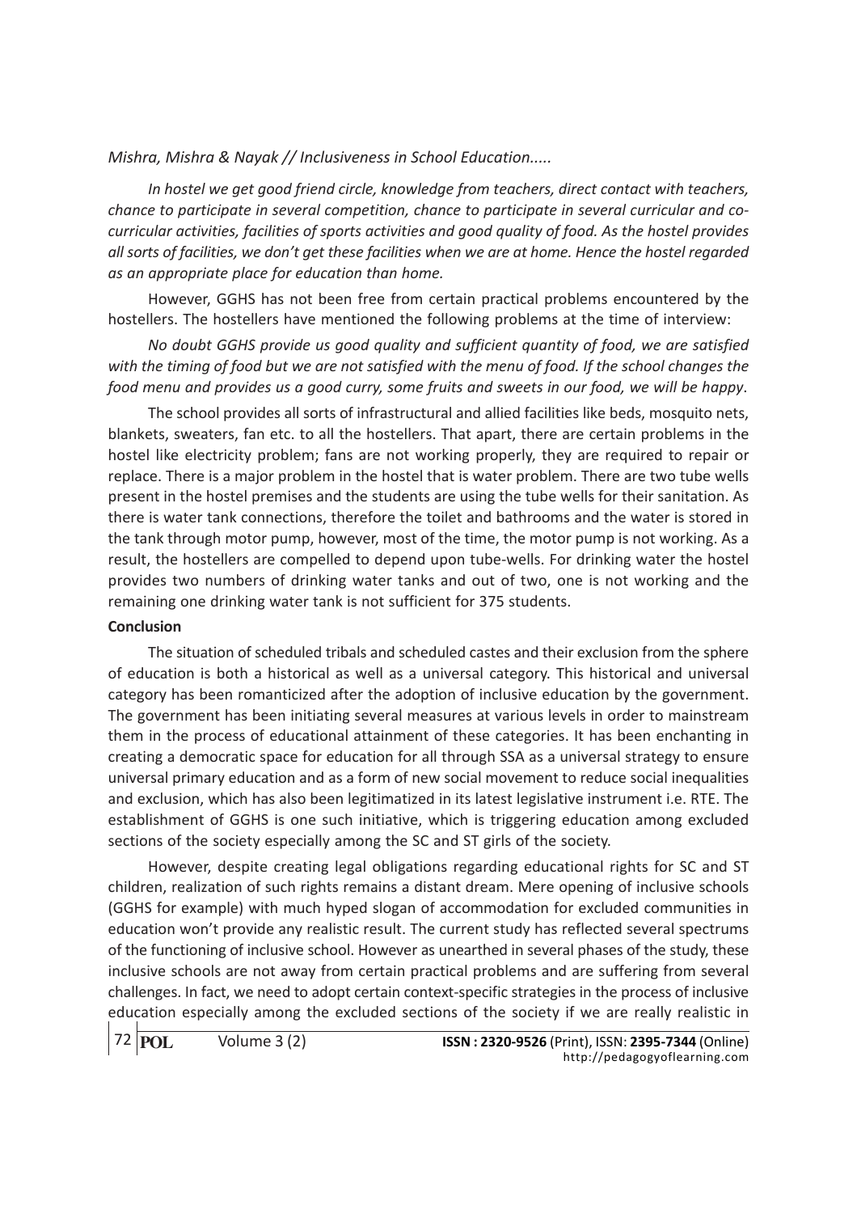*In hostel we get good friend circle, knowledge from teachers, direct contact with teachers, chance to participate in several competition, chance to participate in several curricular and co-curricular activities, facilities of sports activities and good quality of food. As the hostel provides all sorts of facilities, we don't get these facilities when we are at home. Hence the hostel regarded as an appropriate place for education than home.*

However, GGHS has not been free from certain practical problems encountered by the hostellers. The hostellers have mentioned the following problems at the time of interview:

*No doubt GGHS provide us good quality and sufficient quantity of food, we are satisfied with the timing of food but we are not satisfied with the menu of food. If the school changes the food menu and provides us a good curry, some fruits and sweets in our food, we will be happy.*

The school provides all sorts of infrastructural and allied facilities like beds, mosquito nets, blankets, sweaters, fan etc. to all the hostellers. That apart, there are certain problems in the hostel like electricity problem; fans are not working properly, they are required to repair or replace. There is a major problem in the hostel that is water problem. There are two tube wells present in the hostel premises and the students are using the tube wells for their sanitation. As there is water tank connections, therefore the toilet and bathrooms and the water is stored in the tank through motor pump, however, most of the time, the motor pump is not working. As a result, the hostellers are compelled to depend upon tube-wells. For drinking water the hostel provides two numbers of drinking water tanks and out of two, one is not working and the remaining one drinking water tank is not sufficient for 375 students.

**Conclusion**

The situation of scheduled tribals and scheduled castes and their exclusion from the sphere of education is both a historical as well as a universal category. This historical and universal category has been romanticized after the adoption of inclusive education by the government. The government has been initiating several measures at various levels in order to mainstream them in the process of educational attainment of these categories. It has been enchanting in creating a democratic space for education for all through SSA as a universal strategy to ensure universal primary education and as a form of new social movement to reduce social inequalities and exclusion, which has also been legitimatized in its latest legislative instrument i.e. RTE. The establishment of GGHS is one such initiative, which is triggering education among excluded sections of the society especially among the SC and ST girls of the society.

However, despite creating legal obligations regarding educational rights for SC and ST children, realization of such rights remains a distant dream. Mere opening of inclusive schools (GGHS for example) with much hyped slogan of accommodation for excluded communities in education won't provide any realistic result. The current study has reflected several spectrums of the functioning of inclusive school. However as unearthed in several phases of the study, these inclusive schools are not away from certain practical problems and are suffering from several challenges. In fact, we need to adopt certain context-specific strategies in the process of inclusive education especially among the excluded sections of the society if we are really realistic in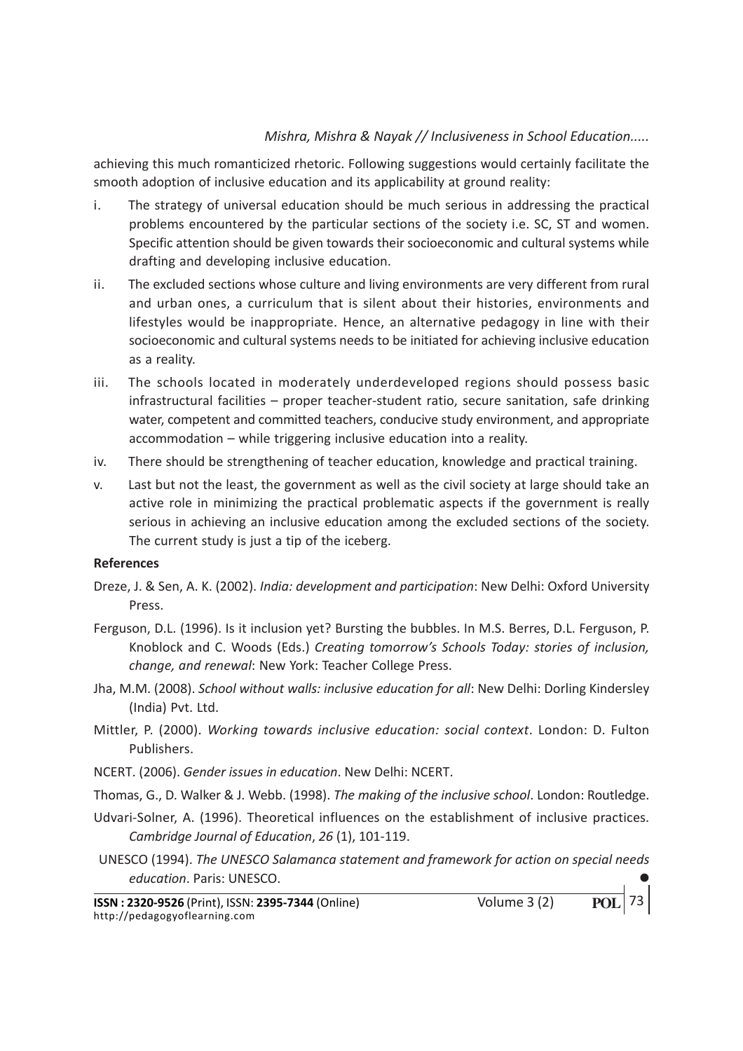achieving this much romanticized rhetoric. Following suggestions would certainly facilitate the smooth adoption of inclusive education and its applicability at ground reality:

i. The strategy of universal education should be much serious in addressing the practical problems encountered by the particular sections of the society i.e. SC, ST and women. Specific attention should be given towards their socioeconomic and cultural systems while drafting and developing inclusive education.

ii. The excluded sections whose culture and living environments are very different from rural and urban ones, a curriculum that is silent about their histories, environments and lifestyles would be inappropriate. Hence, an alternative pedagogy in line with their socioeconomic and cultural systems needs to be initiated for achieving inclusive education as a reality.

iii. The schools located in moderately underdeveloped regions should possess basic infrastructural facilities – proper teacher-student ratio, secure sanitation, safe drinking water, competent and committed teachers, conducive study environment, and appropriate accommodation – while triggering inclusive education into a reality.

iv. There should be strengthening of teacher education, knowledge and practical training.

v. Last but not the least, the government as well as the civil society at large should take an active role in minimizing the practical problematic aspects if the government is really serious in achieving an inclusive education among the excluded sections of the society. The current study is just a tip of the iceberg.

**References**

Dreze, J. & Sen, A. K. (2002). *India: development and participation*: New Delhi: Oxford University Press.

Ferguson, D.L. (1996). Is it inclusion yet? Bursting the bubbles. In M.S. Berres, D.L. Ferguson, P. Knoblock and C. Woods (Eds.) *Creating tomorrow's Schools Today: stories of inclusion, change, and renewal*: New York: Teacher College Press.

Jha, M.M. (2008). *School without walls: inclusive education for all*: New Delhi: Dorling Kindersley (India) Pvt. Ltd.

Mittler, P. (2000). *Working towards inclusive education: social context*. London: D. Fulton Publishers.

NCERT. (2006). *Gender issues in education*. New Delhi: NCERT.

Thomas, G., D. Walker & J. Webb. (1998). *The making of the inclusive school*. London: Routledge.

Udvari-Solner, A. (1996). Theoretical influences on the establishment of inclusive practices. *Cambridge Journal of Education*, *26* (1), 101-119.

UNESCO (1994). *The UNESCO Salamanca statement and framework for action on special needs education*. Paris: UNESCO.